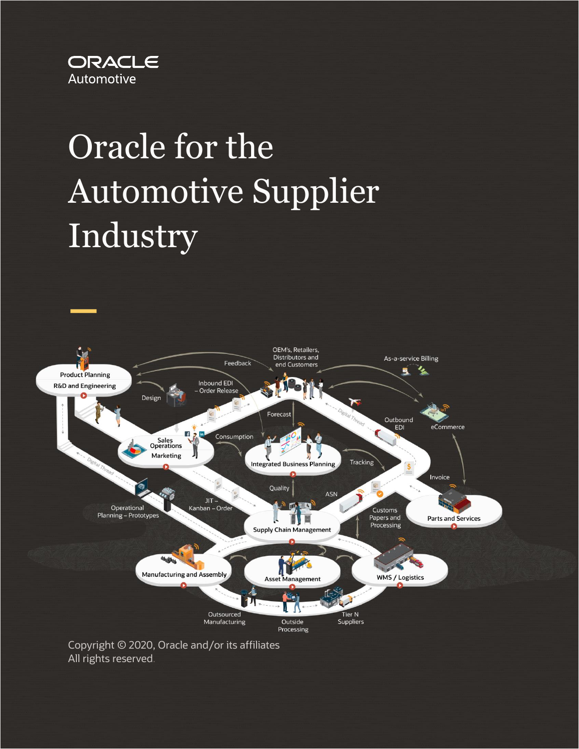ORACLE
Automotive

# Oracle for the Automotive Supplier Industry

Copyright © 2020, Oracle and/or its affiliates
All rights reserved.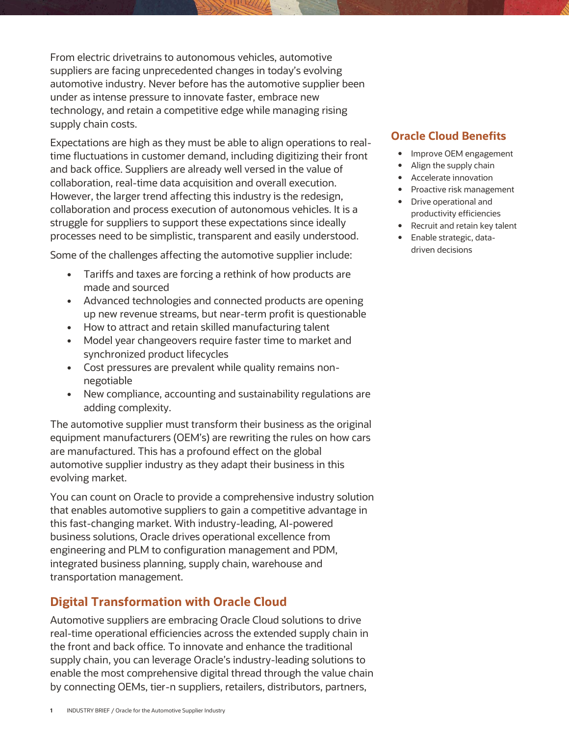From electric drivetrains to autonomous vehicles, automotive suppliers are facing unprecedented changes in today's evolving automotive industry. Never before has the automotive supplier been under as intense pressure to innovate faster, embrace new technology, and retain a competitive edge while managing rising supply chain costs.

Expectations are high as they must be able to align operations to real-time fluctuations in customer demand, including digitizing their front and back office. Suppliers are already well versed in the value of collaboration, real-time data acquisition and overall execution. However, the larger trend affecting this industry is the redesign, collaboration and process execution of autonomous vehicles. It is a struggle for suppliers to support these expectations since ideally processes need to be simplistic, transparent and easily understood.

Some of the challenges affecting the automotive supplier include:

- Tariffs and taxes are forcing a rethink of how products are made and sourced
- Advanced technologies and connected products are opening up new revenue streams, but near-term profit is questionable
- How to attract and retain skilled manufacturing talent
- Model year changeovers require faster time to market and synchronized product lifecycles
- Cost pressures are prevalent while quality remains non-negotiable
- New compliance, accounting and sustainability regulations are adding complexity.

The automotive supplier must transform their business as the original equipment manufacturers (OEM's) are rewriting the rules on how cars are manufactured. This has a profound effect on the global automotive supplier industry as they adapt their business in this evolving market.

You can count on Oracle to provide a comprehensive industry solution that enables automotive suppliers to gain a competitive advantage in this fast-changing market. With industry-leading, AI-powered business solutions, Oracle drives operational excellence from engineering and PLM to configuration management and PDM, integrated business planning, supply chain, warehouse and transportation management.

## Oracle Cloud Benefits

- Improve OEM engagement
- Align the supply chain
- Accelerate innovation
- Proactive risk management
- Drive operational and productivity efficiencies
- Recruit and retain key talent
- Enable strategic, data-driven decisions

## Digital Transformation with Oracle Cloud

Automotive suppliers are embracing Oracle Cloud solutions to drive real-time operational efficiencies across the extended supply chain in the front and back office. To innovate and enhance the traditional supply chain, you can leverage Oracle's industry-leading solutions to enable the most comprehensive digital thread through the value chain by connecting OEMs, tier-n suppliers, retailers, distributors, partners,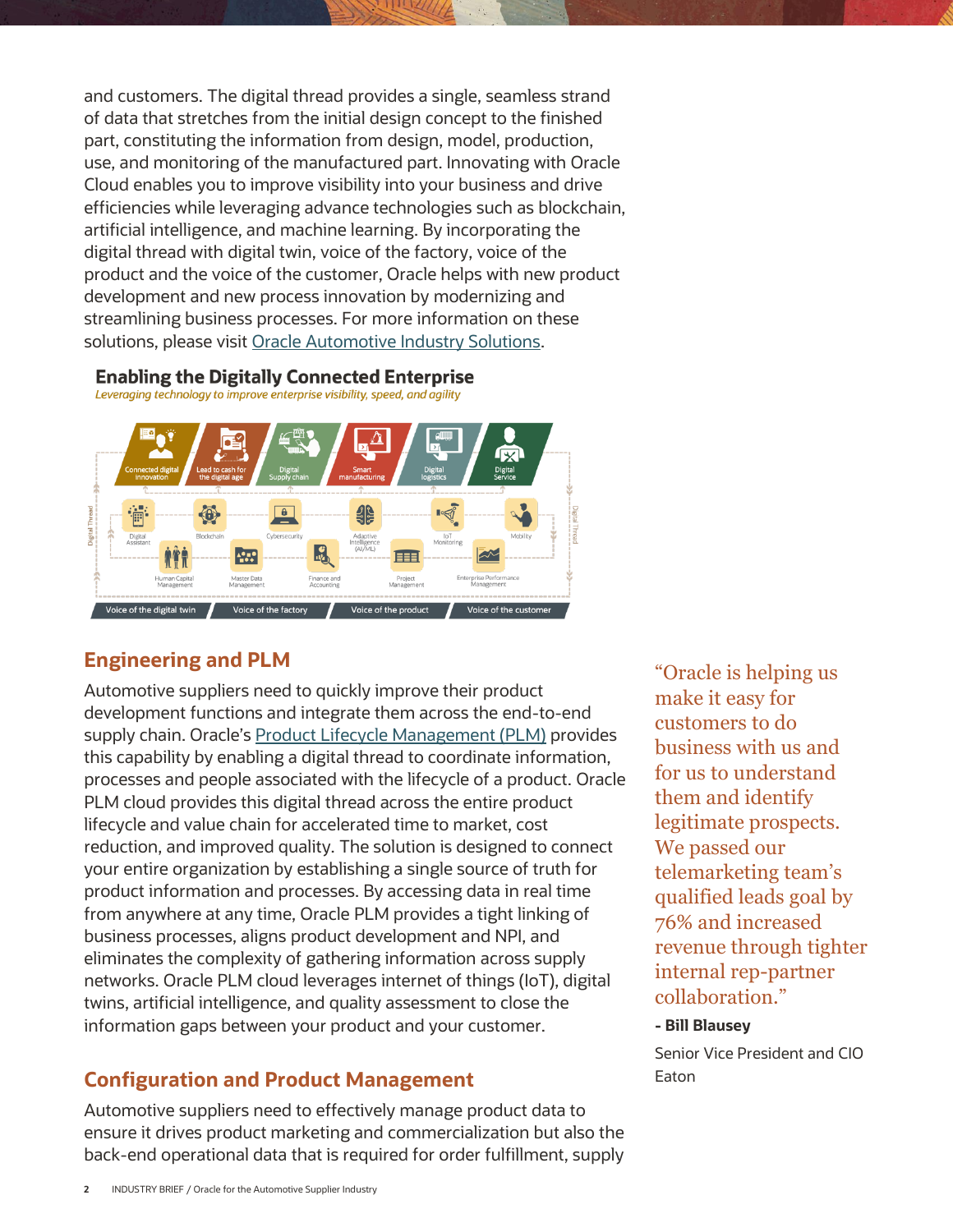and customers. The digital thread provides a single, seamless strand of data that stretches from the initial design concept to the finished part, constituting the information from design, model, production, use, and monitoring of the manufactured part. Innovating with Oracle Cloud enables you to improve visibility into your business and drive efficiencies while leveraging advance technologies such as blockchain, artificial intelligence, and machine learning. By incorporating the digital thread with digital twin, voice of the factory, voice of the product and the voice of the customer, Oracle helps with new product development and new process innovation by modernizing and streamlining business processes. For more information on these solutions, please visit Oracle Automotive Industry Solutions.

**Enabling the Digitally Connected Enterprise**

*Leveraging technology to improve enterprise visibility, speed, and agility*

Connected digital innovation | Lead to cash for the digital age | Digital Supply chain | Smart manufacturing | Digital logistics | Digital Service

Digital Assistant | Blockchain | Cybersecurity | Adaptive Intelligence (AI/ML) | IoT Monitoring | Mobility

Human Capital Management | Master Data Management | Finance and Accounting | Project Management | Enterprise Performance Management

Digital Thread

Voice of the digital twin | Voice of the factory | Voice of the product | Voice of the customer

## Engineering and PLM

Automotive suppliers need to quickly improve their product development functions and integrate them across the end-to-end supply chain. Oracle's Product Lifecycle Management (PLM) provides this capability by enabling a digital thread to coordinate information, processes and people associated with the lifecycle of a product. Oracle PLM cloud provides this digital thread across the entire product lifecycle and value chain for accelerated time to market, cost reduction, and improved quality. The solution is designed to connect your entire organization by establishing a single source of truth for product information and processes. By accessing data in real time from anywhere at any time, Oracle PLM provides a tight linking of business processes, aligns product development and NPI, and eliminates the complexity of gathering information across supply networks. Oracle PLM cloud leverages internet of things (IoT), digital twins, artificial intelligence, and quality assessment to close the information gaps between your product and your customer.

> "Oracle is helping us make it easy for customers to do business with us and for us to understand them and identify legitimate prospects. We passed our telemarketing team's qualified leads goal by 76% and increased revenue through tighter internal rep-partner collaboration."
>
> **- Bill Blausey**
>
> Senior Vice President and CIO
> Eaton

## Configuration and Product Management

Automotive suppliers need to effectively manage product data to ensure it drives product marketing and commercialization but also the back-end operational data that is required for order fulfillment, supply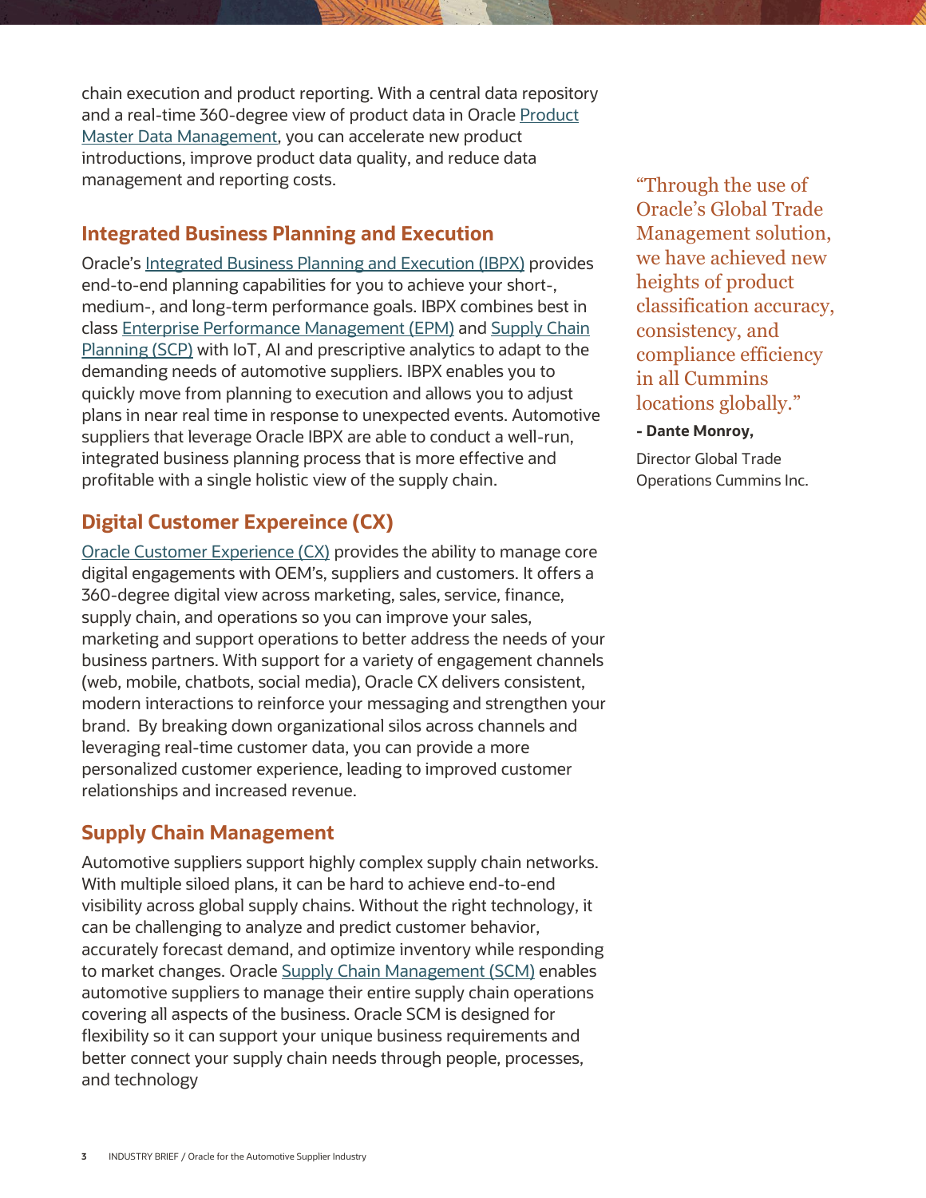chain execution and product reporting. With a central data repository and a real-time 360-degree view of product data in Oracle Product Master Data Management, you can accelerate new product introductions, improve product data quality, and reduce data management and reporting costs.

## Integrated Business Planning and Execution

Oracle's Integrated Business Planning and Execution (IBPX) provides end-to-end planning capabilities for you to achieve your short-, medium-, and long-term performance goals. IBPX combines best in class Enterprise Performance Management (EPM) and Supply Chain Planning (SCP) with IoT, AI and prescriptive analytics to adapt to the demanding needs of automotive suppliers. IBPX enables you to quickly move from planning to execution and allows you to adjust plans in near real time in response to unexpected events. Automotive suppliers that leverage Oracle IBPX are able to conduct a well-run, integrated business planning process that is more effective and profitable with a single holistic view of the supply chain.

> "Through the use of Oracle's Global Trade Management solution, we have achieved new heights of product classification accuracy, consistency, and compliance efficiency in all Cummins locations globally."
>
> **- Dante Monroy,**
>
> Director Global Trade Operations Cummins Inc.

## Digital Customer Expereince (CX)

Oracle Customer Experience (CX) provides the ability to manage core digital engagements with OEM's, suppliers and customers. It offers a 360-degree digital view across marketing, sales, service, finance, supply chain, and operations so you can improve your sales, marketing and support operations to better address the needs of your business partners. With support for a variety of engagement channels (web, mobile, chatbots, social media), Oracle CX delivers consistent, modern interactions to reinforce your messaging and strengthen your brand. By breaking down organizational silos across channels and leveraging real-time customer data, you can provide a more personalized customer experience, leading to improved customer relationships and increased revenue.

## Supply Chain Management

Automotive suppliers support highly complex supply chain networks. With multiple siloed plans, it can be hard to achieve end-to-end visibility across global supply chains. Without the right technology, it can be challenging to analyze and predict customer behavior, accurately forecast demand, and optimize inventory while responding to market changes. Oracle Supply Chain Management (SCM) enables automotive suppliers to manage their entire supply chain operations covering all aspects of the business. Oracle SCM is designed for flexibility so it can support your unique business requirements and better connect your supply chain needs through people, processes, and technology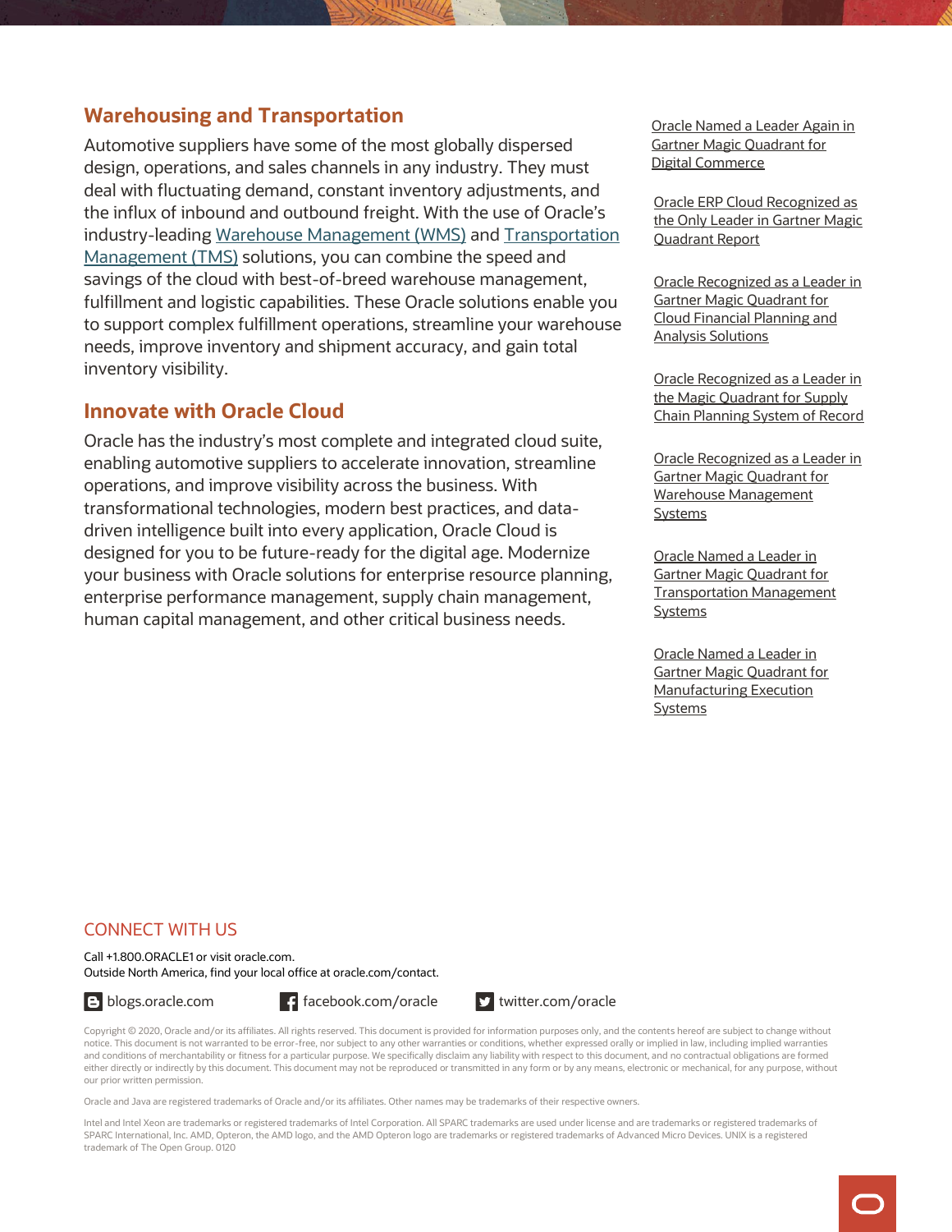## Warehousing and Transportation

Automotive suppliers have some of the most globally dispersed design, operations, and sales channels in any industry. They must deal with fluctuating demand, constant inventory adjustments, and the influx of inbound and outbound freight. With the use of Oracle's industry-leading Warehouse Management (WMS) and Transportation Management (TMS) solutions, you can combine the speed and savings of the cloud with best-of-breed warehouse management, fulfillment and logistic capabilities. These Oracle solutions enable you to support complex fulfillment operations, streamline your warehouse needs, improve inventory and shipment accuracy, and gain total inventory visibility.

## Innovate with Oracle Cloud

Oracle has the industry's most complete and integrated cloud suite, enabling automotive suppliers to accelerate innovation, streamline operations, and improve visibility across the business. With transformational technologies, modern best practices, and data-driven intelligence built into every application, Oracle Cloud is designed for you to be future-ready for the digital age. Modernize your business with Oracle solutions for enterprise resource planning, enterprise performance management, supply chain management, human capital management, and other critical business needs.

Oracle Named a Leader Again in Gartner Magic Quadrant for Digital Commerce

Oracle ERP Cloud Recognized as the Only Leader in Gartner Magic Quadrant Report

Oracle Recognized as a Leader in Gartner Magic Quadrant for Cloud Financial Planning and Analysis Solutions

Oracle Recognized as a Leader in the Magic Quadrant for Supply Chain Planning System of Record

Oracle Recognized as a Leader in Gartner Magic Quadrant for Warehouse Management Systems

Oracle Named a Leader in Gartner Magic Quadrant for Transportation Management Systems

Oracle Named a Leader in Gartner Magic Quadrant for Manufacturing Execution Systems

### CONNECT WITH US

Call +1.800.ORACLE1 or visit oracle.com.
Outside North America, find your local office at oracle.com/contact.

blogs.oracle.com    facebook.com/oracle    twitter.com/oracle

Copyright © 2020, Oracle and/or its affiliates. All rights reserved. This document is provided for information purposes only, and the contents hereof are subject to change without notice. This document is not warranted to be error-free, nor subject to any other warranties or conditions, whether expressed orally or implied in law, including implied warranties and conditions of merchantability or fitness for a particular purpose. We specifically disclaim any liability with respect to this document, and no contractual obligations are formed either directly or indirectly by this document. This document may not be reproduced or transmitted in any form or by any means, electronic or mechanical, for any purpose, without our prior written permission.

Oracle and Java are registered trademarks of Oracle and/or its affiliates. Other names may be trademarks of their respective owners.

Intel and Intel Xeon are trademarks or registered trademarks of Intel Corporation. All SPARC trademarks are used under license and are trademarks or registered trademarks of SPARC International, Inc. AMD, Opteron, the AMD logo, and the AMD Opteron logo are trademarks or registered trademarks of Advanced Micro Devices. UNIX is a registered trademark of The Open Group. 0120